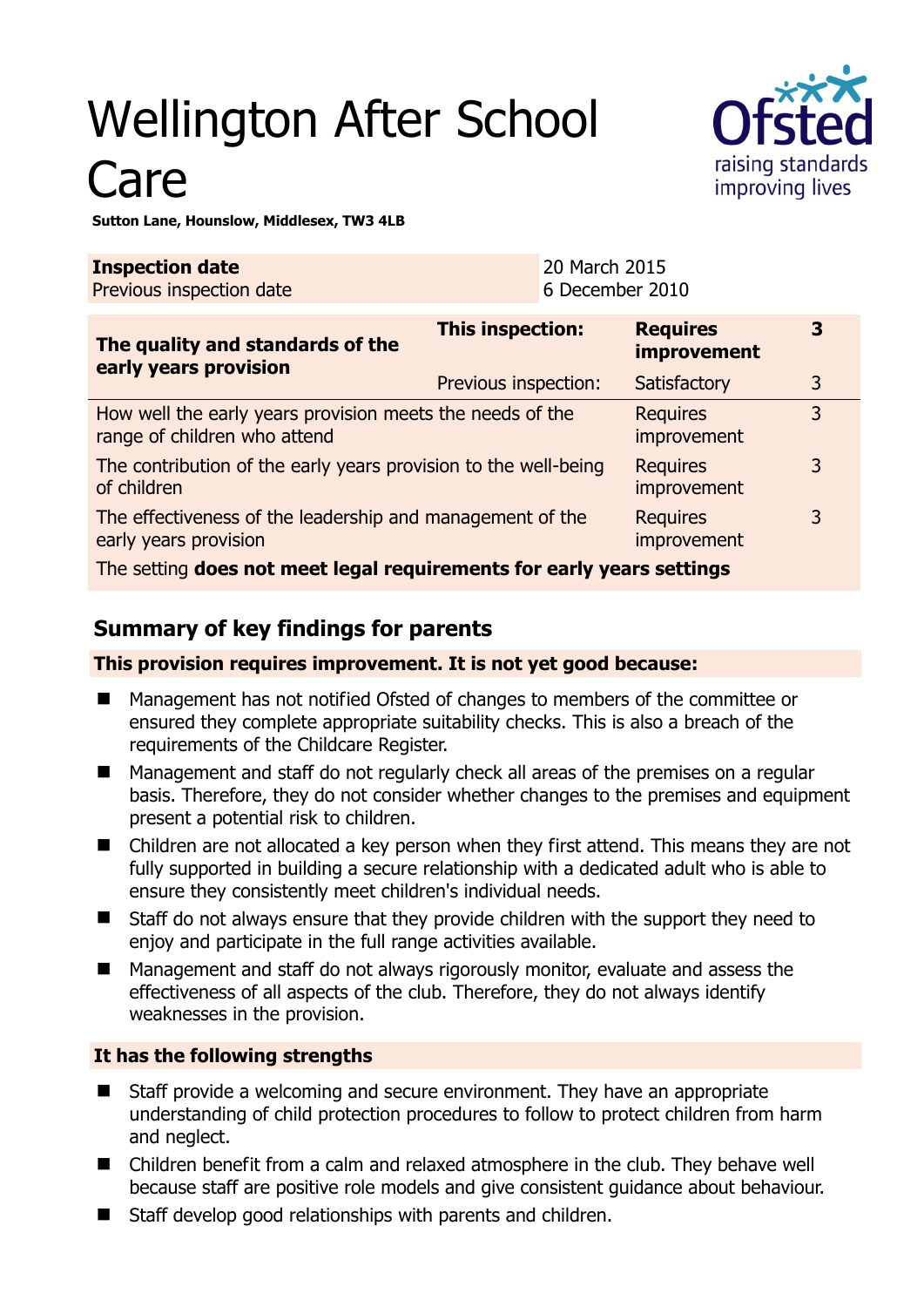# Wellington After School Care

**Sutton Lane, Hounslow, Middlesex, TW3 4LB**

| **Inspection date** | 20 March 2015 |
|---|---|
| Previous inspection date | 6 December 2010 |

| **The quality and standards of the early years provision** | **This inspection:** | **Requires improvement** | **3** |
|---|---|---|---|
| | Previous inspection: | Satisfactory | 3 |
| How well the early years provision meets the needs of the range of children who attend | | Requires improvement | 3 |
| The contribution of the early years provision to the well-being of children | | Requires improvement | 3 |
| The effectiveness of the leadership and management of the early years provision | | Requires improvement | 3 |
| The setting **does not meet legal requirements for early years settings** | | | |

## Summary of key findings for parents

**This provision requires improvement. It is not yet good because:**

- Management has not notified Ofsted of changes to members of the committee or ensured they complete appropriate suitability checks. This is also a breach of the requirements of the Childcare Register.
- Management and staff do not regularly check all areas of the premises on a regular basis. Therefore, they do not consider whether changes to the premises and equipment present a potential risk to children.
- Children are not allocated a key person when they first attend. This means they are not fully supported in building a secure relationship with a dedicated adult who is able to ensure they consistently meet children's individual needs.
- Staff do not always ensure that they provide children with the support they need to enjoy and participate in the full range activities available.
- Management and staff do not always rigorously monitor, evaluate and assess the effectiveness of all aspects of the club. Therefore, they do not always identify weaknesses in the provision.

**It has the following strengths**

- Staff provide a welcoming and secure environment. They have an appropriate understanding of child protection procedures to follow to protect children from harm and neglect.
- Children benefit from a calm and relaxed atmosphere in the club. They behave well because staff are positive role models and give consistent guidance about behaviour.
- Staff develop good relationships with parents and children.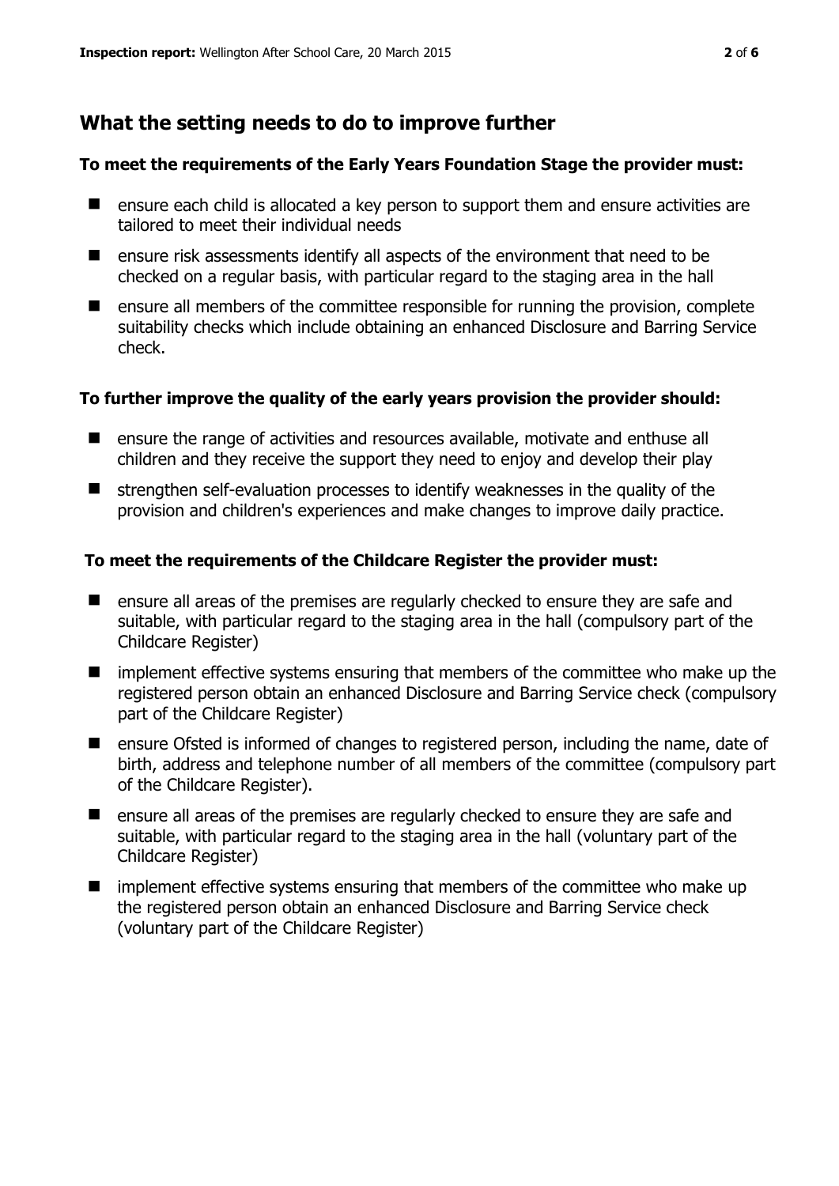## What the setting needs to do to improve further

**To meet the requirements of the Early Years Foundation Stage the provider must:**

- ensure each child is allocated a key person to support them and ensure activities are tailored to meet their individual needs
- ensure risk assessments identify all aspects of the environment that need to be checked on a regular basis, with particular regard to the staging area in the hall
- ensure all members of the committee responsible for running the provision, complete suitability checks which include obtaining an enhanced Disclosure and Barring Service check.

**To further improve the quality of the early years provision the provider should:**

- ensure the range of activities and resources available, motivate and enthuse all children and they receive the support they need to enjoy and develop their play
- strengthen self-evaluation processes to identify weaknesses in the quality of the provision and children's experiences and make changes to improve daily practice.

**To meet the requirements of the Childcare Register the provider must:**

- ensure all areas of the premises are regularly checked to ensure they are safe and suitable, with particular regard to the staging area in the hall (compulsory part of the Childcare Register)
- implement effective systems ensuring that members of the committee who make up the registered person obtain an enhanced Disclosure and Barring Service check (compulsory part of the Childcare Register)
- ensure Ofsted is informed of changes to registered person, including the name, date of birth, address and telephone number of all members of the committee (compulsory part of the Childcare Register).
- ensure all areas of the premises are regularly checked to ensure they are safe and suitable, with particular regard to the staging area in the hall (voluntary part of the Childcare Register)
- implement effective systems ensuring that members of the committee who make up the registered person obtain an enhanced Disclosure and Barring Service check (voluntary part of the Childcare Register)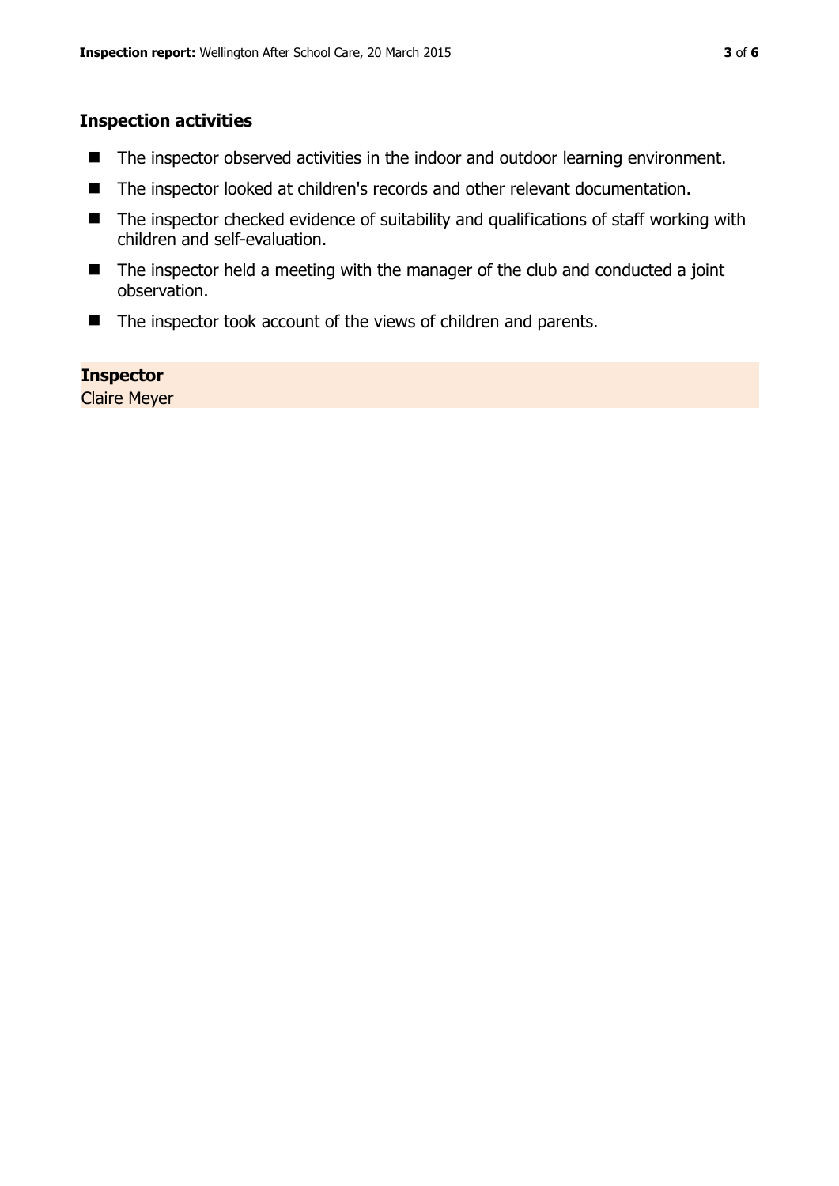## Inspection activities

- The inspector observed activities in the indoor and outdoor learning environment.
- The inspector looked at children's records and other relevant documentation.
- The inspector checked evidence of suitability and qualifications of staff working with children and self-evaluation.
- The inspector held a meeting with the manager of the club and conducted a joint observation.
- The inspector took account of the views of children and parents.

**Inspector**
Claire Meyer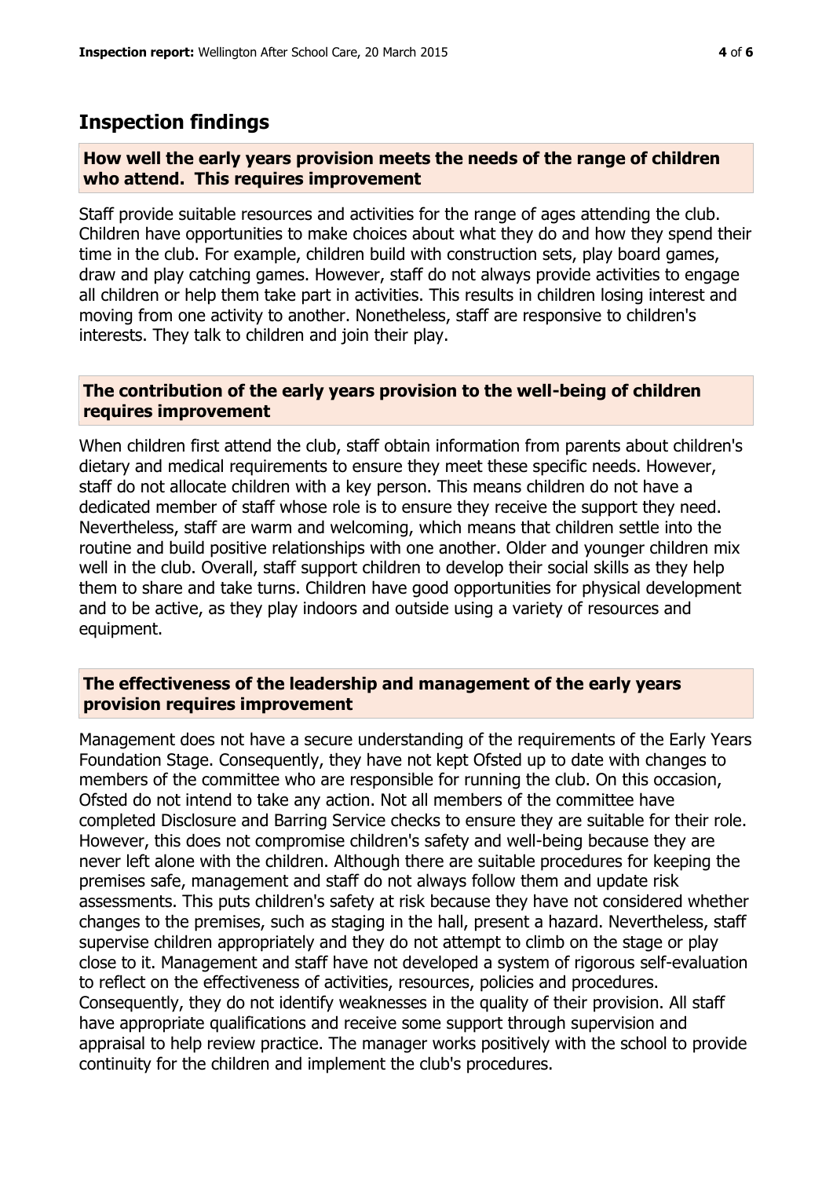## Inspection findings

### How well the early years provision meets the needs of the range of children who attend. This requires improvement

Staff provide suitable resources and activities for the range of ages attending the club. Children have opportunities to make choices about what they do and how they spend their time in the club. For example, children build with construction sets, play board games, draw and play catching games. However, staff do not always provide activities to engage all children or help them take part in activities. This results in children losing interest and moving from one activity to another. Nonetheless, staff are responsive to children's interests. They talk to children and join their play.

### The contribution of the early years provision to the well-being of children requires improvement

When children first attend the club, staff obtain information from parents about children's dietary and medical requirements to ensure they meet these specific needs. However, staff do not allocate children with a key person. This means children do not have a dedicated member of staff whose role is to ensure they receive the support they need. Nevertheless, staff are warm and welcoming, which means that children settle into the routine and build positive relationships with one another. Older and younger children mix well in the club. Overall, staff support children to develop their social skills as they help them to share and take turns. Children have good opportunities for physical development and to be active, as they play indoors and outside using a variety of resources and equipment.

### The effectiveness of the leadership and management of the early years provision requires improvement

Management does not have a secure understanding of the requirements of the Early Years Foundation Stage. Consequently, they have not kept Ofsted up to date with changes to members of the committee who are responsible for running the club. On this occasion, Ofsted do not intend to take any action. Not all members of the committee have completed Disclosure and Barring Service checks to ensure they are suitable for their role. However, this does not compromise children's safety and well-being because they are never left alone with the children. Although there are suitable procedures for keeping the premises safe, management and staff do not always follow them and update risk assessments. This puts children's safety at risk because they have not considered whether changes to the premises, such as staging in the hall, present a hazard. Nevertheless, staff supervise children appropriately and they do not attempt to climb on the stage or play close to it. Management and staff have not developed a system of rigorous self-evaluation to reflect on the effectiveness of activities, resources, policies and procedures. Consequently, they do not identify weaknesses in the quality of their provision. All staff have appropriate qualifications and receive some support through supervision and appraisal to help review practice. The manager works positively with the school to provide continuity for the children and implement the club's procedures.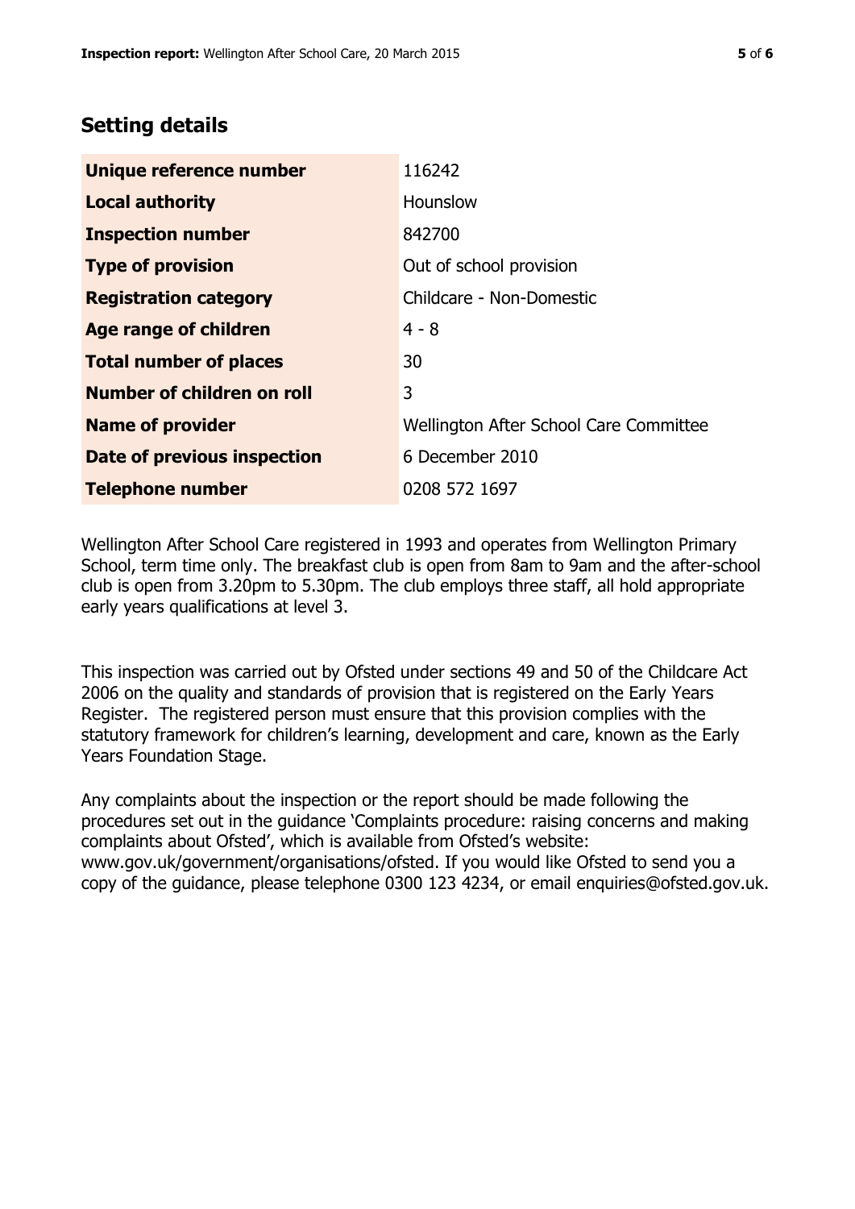## Setting details

| | |
|---|---|
| **Unique reference number** | 116242 |
| **Local authority** | Hounslow |
| **Inspection number** | 842700 |
| **Type of provision** | Out of school provision |
| **Registration category** | Childcare - Non-Domestic |
| **Age range of children** | 4 - 8 |
| **Total number of places** | 30 |
| **Number of children on roll** | 3 |
| **Name of provider** | Wellington After School Care Committee |
| **Date of previous inspection** | 6 December 2010 |
| **Telephone number** | 0208 572 1697 |

Wellington After School Care registered in 1993 and operates from Wellington Primary School, term time only. The breakfast club is open from 8am to 9am and the after-school club is open from 3.20pm to 5.30pm. The club employs three staff, all hold appropriate early years qualifications at level 3.

This inspection was carried out by Ofsted under sections 49 and 50 of the Childcare Act 2006 on the quality and standards of provision that is registered on the Early Years Register. The registered person must ensure that this provision complies with the statutory framework for children's learning, development and care, known as the Early Years Foundation Stage.

Any complaints about the inspection or the report should be made following the procedures set out in the guidance 'Complaints procedure: raising concerns and making complaints about Ofsted', which is available from Ofsted's website: www.gov.uk/government/organisations/ofsted. If you would like Ofsted to send you a copy of the guidance, please telephone 0300 123 4234, or email enquiries@ofsted.gov.uk.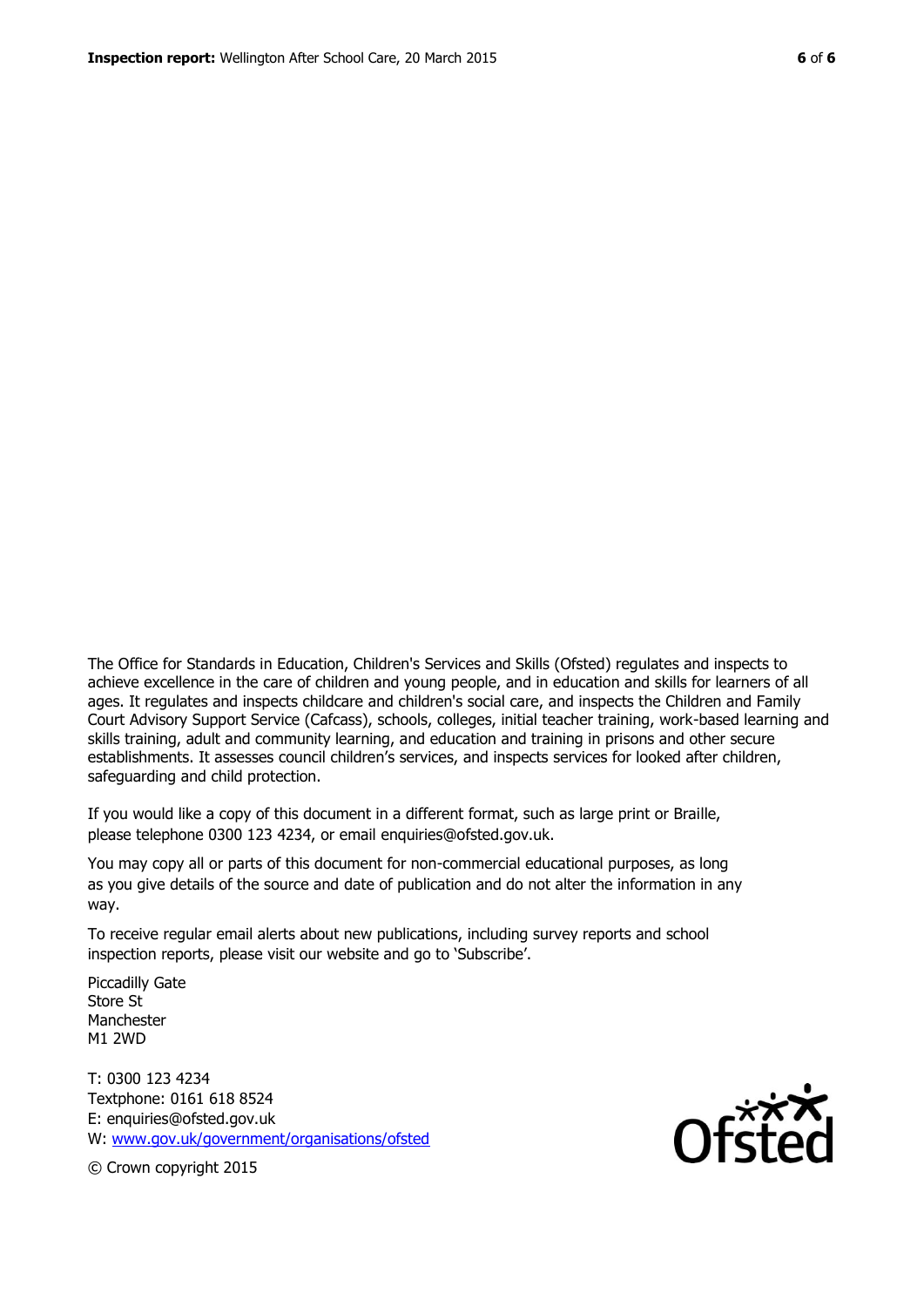The Office for Standards in Education, Children's Services and Skills (Ofsted) regulates and inspects to achieve excellence in the care of children and young people, and in education and skills for learners of all ages. It regulates and inspects childcare and children's social care, and inspects the Children and Family Court Advisory Support Service (Cafcass), schools, colleges, initial teacher training, work-based learning and skills training, adult and community learning, and education and training in prisons and other secure establishments. It assesses council children's services, and inspects services for looked after children, safeguarding and child protection.

If you would like a copy of this document in a different format, such as large print or Braille, please telephone 0300 123 4234, or email enquiries@ofsted.gov.uk.

You may copy all or parts of this document for non-commercial educational purposes, as long as you give details of the source and date of publication and do not alter the information in any way.

To receive regular email alerts about new publications, including survey reports and school inspection reports, please visit our website and go to 'Subscribe'.

Piccadilly Gate
Store St
Manchester
M1 2WD

T: 0300 123 4234
Textphone: 0161 618 8524
E: enquiries@ofsted.gov.uk
W: [www.gov.uk/government/organisations/ofsted](www.gov.uk/government/organisations/ofsted)

© Crown copyright 2015